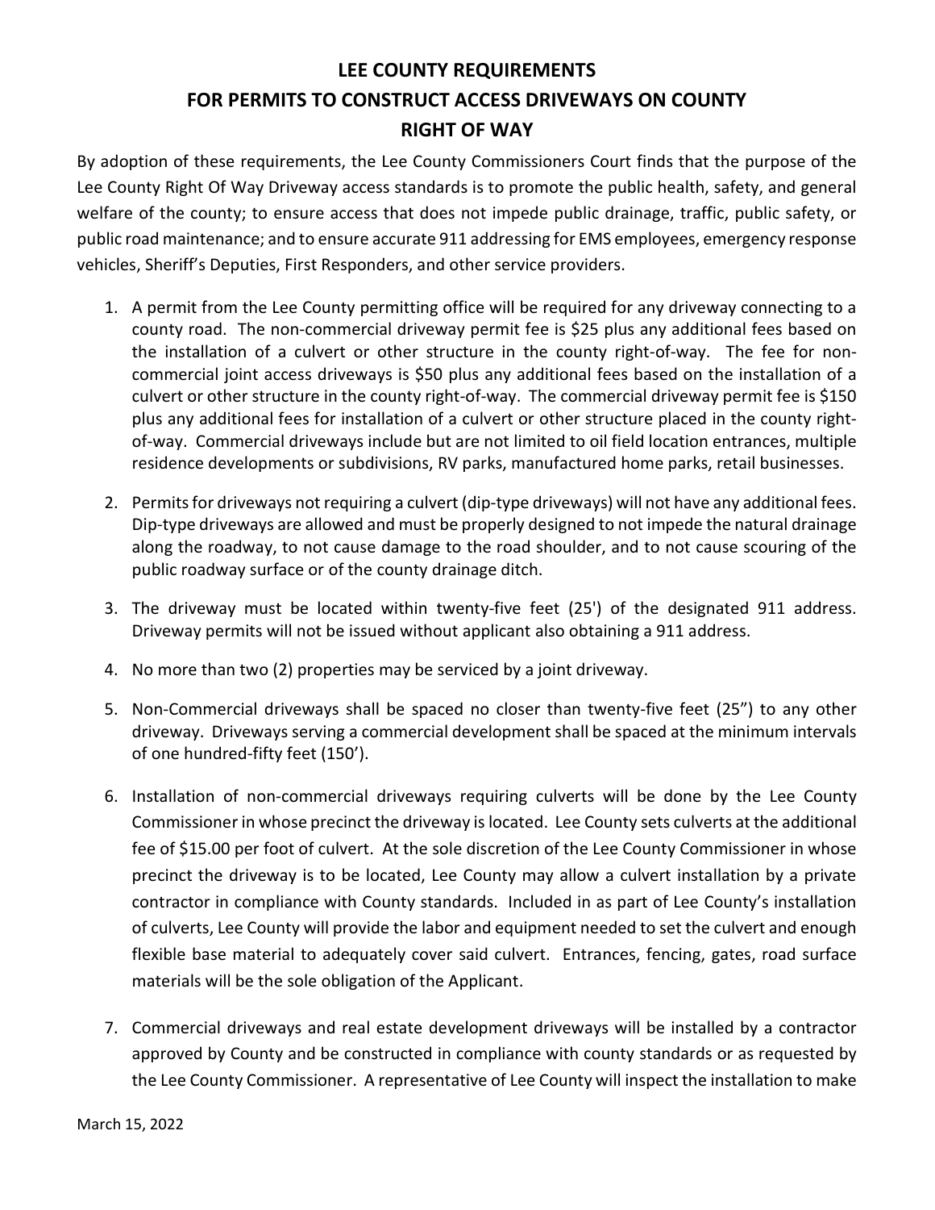# LEE COUNTY REQUIREMENTS FOR PERMITS TO CONSTRUCT ACCESS DRIVEWAYS ON COUNTY RIGHT OF WAY

By adoption of these requirements, the Lee County Commissioners Court finds that the purpose of the Lee County Right Of Way Driveway access standards is to promote the public health, safety, and general welfare of the county; to ensure access that does not impede public drainage, traffic, public safety, or public road maintenance; and to ensure accurate 911 addressing for EMS employees, emergency response vehicles, Sheriff's Deputies, First Responders, and other service providers.

1. A permit from the Lee County permitting office will be required for any driveway connecting to a county road. The non-commercial driveway permit fee is $25 plus any additional fees based on the installation of a culvert or other structure in the county right-of-way. The fee for non-commercial joint access driveways is $50 plus any additional fees based on the installation of a culvert or other structure in the county right-of-way. The commercial driveway permit fee is $150 plus any additional fees for installation of a culvert or other structure placed in the county right-of-way. Commercial driveways include but are not limited to oil field location entrances, multiple residence developments or subdivisions, RV parks, manufactured home parks, retail businesses.

2. Permits for driveways not requiring a culvert (dip-type driveways) will not have any additional fees. Dip-type driveways are allowed and must be properly designed to not impede the natural drainage along the roadway, to not cause damage to the road shoulder, and to not cause scouring of the public roadway surface or of the county drainage ditch.

3. The driveway must be located within twenty-five feet (25') of the designated 911 address. Driveway permits will not be issued without applicant also obtaining a 911 address.

4. No more than two (2) properties may be serviced by a joint driveway.

5. Non-Commercial driveways shall be spaced no closer than twenty-five feet (25") to any other driveway. Driveways serving a commercial development shall be spaced at the minimum intervals of one hundred-fifty feet (150').

6. Installation of non-commercial driveways requiring culverts will be done by the Lee County Commissioner in whose precinct the driveway is located. Lee County sets culverts at the additional fee of $15.00 per foot of culvert. At the sole discretion of the Lee County Commissioner in whose precinct the driveway is to be located, Lee County may allow a culvert installation by a private contractor in compliance with County standards. Included in as part of Lee County's installation of culverts, Lee County will provide the labor and equipment needed to set the culvert and enough flexible base material to adequately cover said culvert. Entrances, fencing, gates, road surface materials will be the sole obligation of the Applicant.

7. Commercial driveways and real estate development driveways will be installed by a contractor approved by County and be constructed in compliance with county standards or as requested by the Lee County Commissioner. A representative of Lee County will inspect the installation to make

March 15, 2022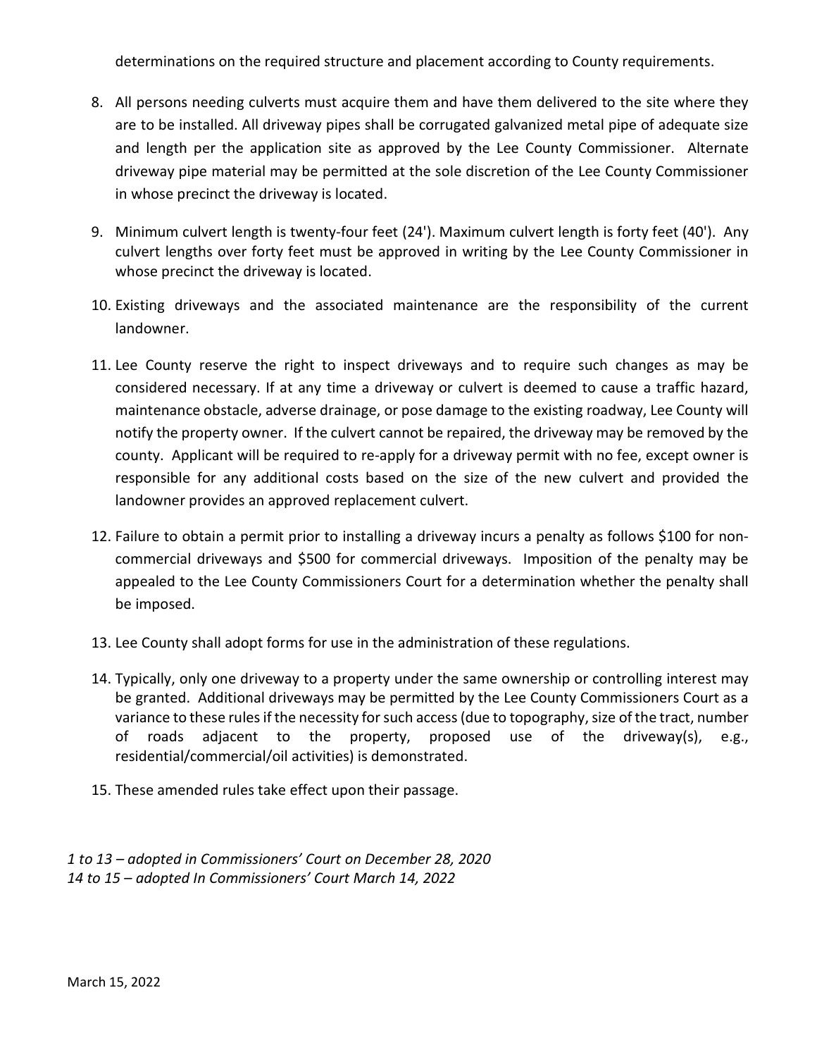determinations on the required structure and placement according to County requirements.

8. All persons needing culverts must acquire them and have them delivered to the site where they are to be installed. All driveway pipes shall be corrugated galvanized metal pipe of adequate size and length per the application site as approved by the Lee County Commissioner. Alternate driveway pipe material may be permitted at the sole discretion of the Lee County Commissioner in whose precinct the driveway is located.
9. Minimum culvert length is twenty-four feet (24'). Maximum culvert length is forty feet (40'). Any culvert lengths over forty feet must be approved in writing by the Lee County Commissioner in whose precinct the driveway is located.
10. Existing driveways and the associated maintenance are the responsibility of the current landowner.
11. Lee County reserve the right to inspect driveways and to require such changes as may be considered necessary. If at any time a driveway or culvert is deemed to cause a traffic hazard, maintenance obstacle, adverse drainage, or pose damage to the existing roadway, Lee County will notify the property owner. If the culvert cannot be repaired, the driveway may be removed by the county. Applicant will be required to re-apply for a driveway permit with no fee, except owner is responsible for any additional costs based on the size of the new culvert and provided the landowner provides an approved replacement culvert.
12. Failure to obtain a permit prior to installing a driveway incurs a penalty as follows $100 for non-commercial driveways and $500 for commercial driveways. Imposition of the penalty may be appealed to the Lee County Commissioners Court for a determination whether the penalty shall be imposed.
13. Lee County shall adopt forms for use in the administration of these regulations.
14. Typically, only one driveway to a property under the same ownership or controlling interest may be granted. Additional driveways may be permitted by the Lee County Commissioners Court as a variance to these rules if the necessity for such access (due to topography, size of the tract, number of roads adjacent to the property, proposed use of the driveway(s), e.g., residential/commercial/oil activities) is demonstrated.
15. These amended rules take effect upon their passage.

*1 to 13 – adopted in Commissioners' Court on December 28, 2020*
*14 to 15 – adopted In Commissioners' Court March 14, 2022*

March 15, 2022